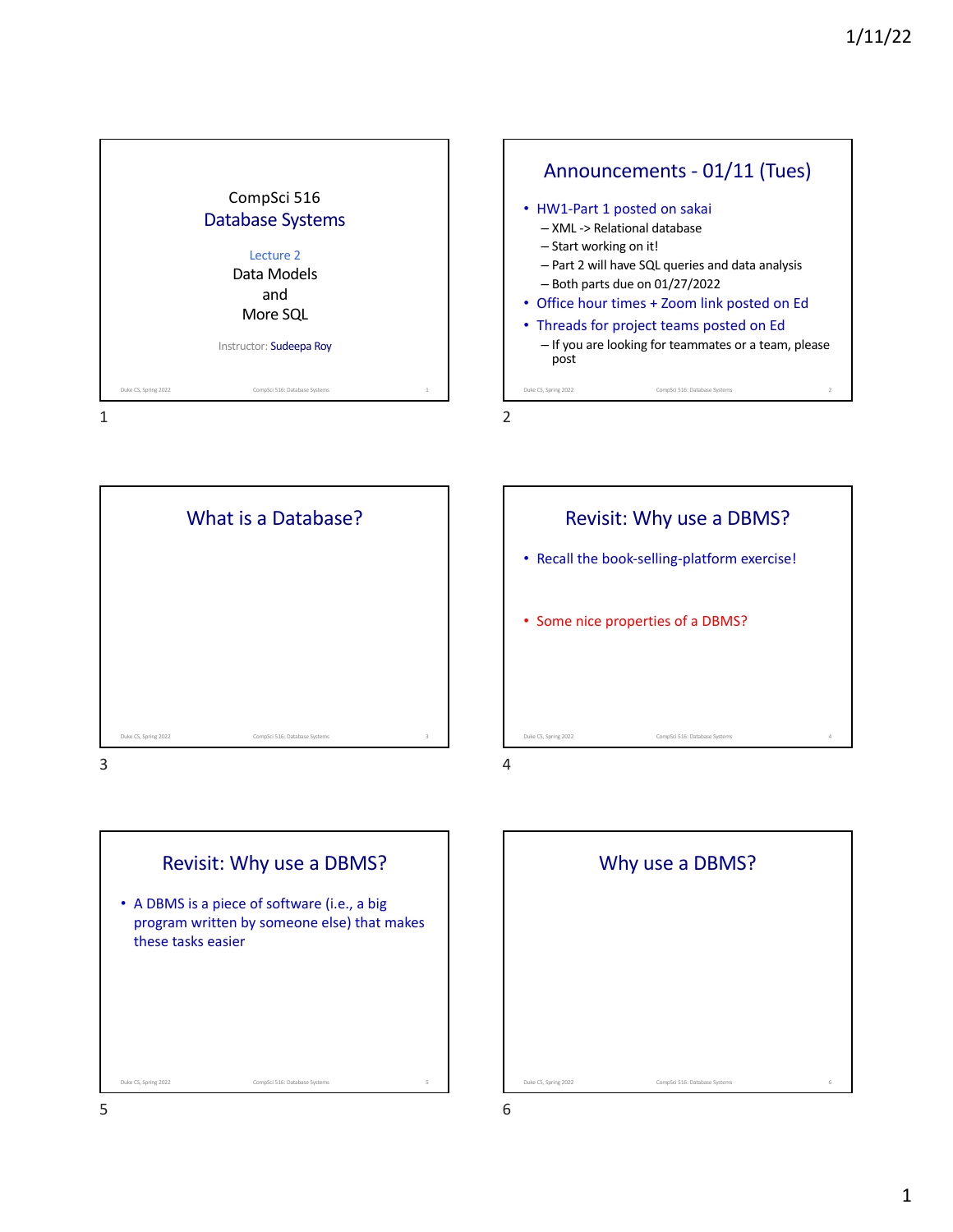## CompSci 516
## Database Systems

Lecture 2

Data Models and More SQL

Instructor: Sudeepa Roy

## Announcements - 01/11 (Tues)

- HW1-Part 1 posted on sakai
  - XML -> Relational database
  - Start working on it!
  - Part 2 will have SQL queries and data analysis
  - Both parts due on 01/27/2022
- Office hour times + Zoom link posted on Ed
- Threads for project teams posted on Ed
  - If you are looking for teammates or a team, please post

## What is a Database?

## Revisit: Why use a DBMS?

- Recall the book-selling-platform exercise!
- Some nice properties of a DBMS?

## Revisit: Why use a DBMS?

- A DBMS is a piece of software (i.e., a big program written by someone else) that makes these tasks easier

## Why use a DBMS?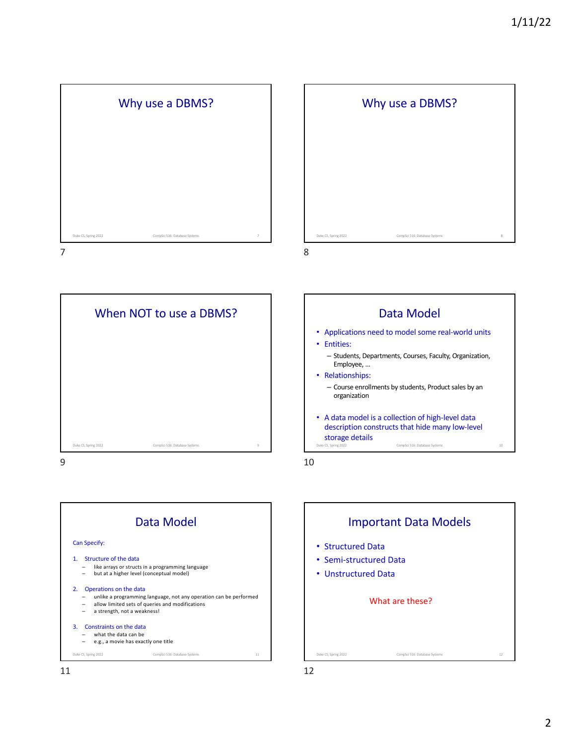## Why use a DBMS?

## Why use a DBMS?

## When NOT to use a DBMS?

## Data Model

- Applications need to model some real-world units
- Entities:
  - Students, Departments, Courses, Faculty, Organization, Employee, …
- Relationships:
  - Course enrollments by students, Product sales by an organization
- A data model is a collection of high-level data description constructs that hide many low-level storage details

## Data Model

Can Specify:

1. Structure of the data
   - like arrays or structs in a programming language
   - but at a higher level (conceptual model)
2. Operations on the data
   - unlike a programming language, not any operation can be performed
   - allow limited sets of queries and modifications
   - a strength, not a weakness!
3. Constraints on the data
   - what the data can be
   - e.g., a movie has exactly one title

## Important Data Models

- Structured Data
- Semi-structured Data
- Unstructured Data

What are these?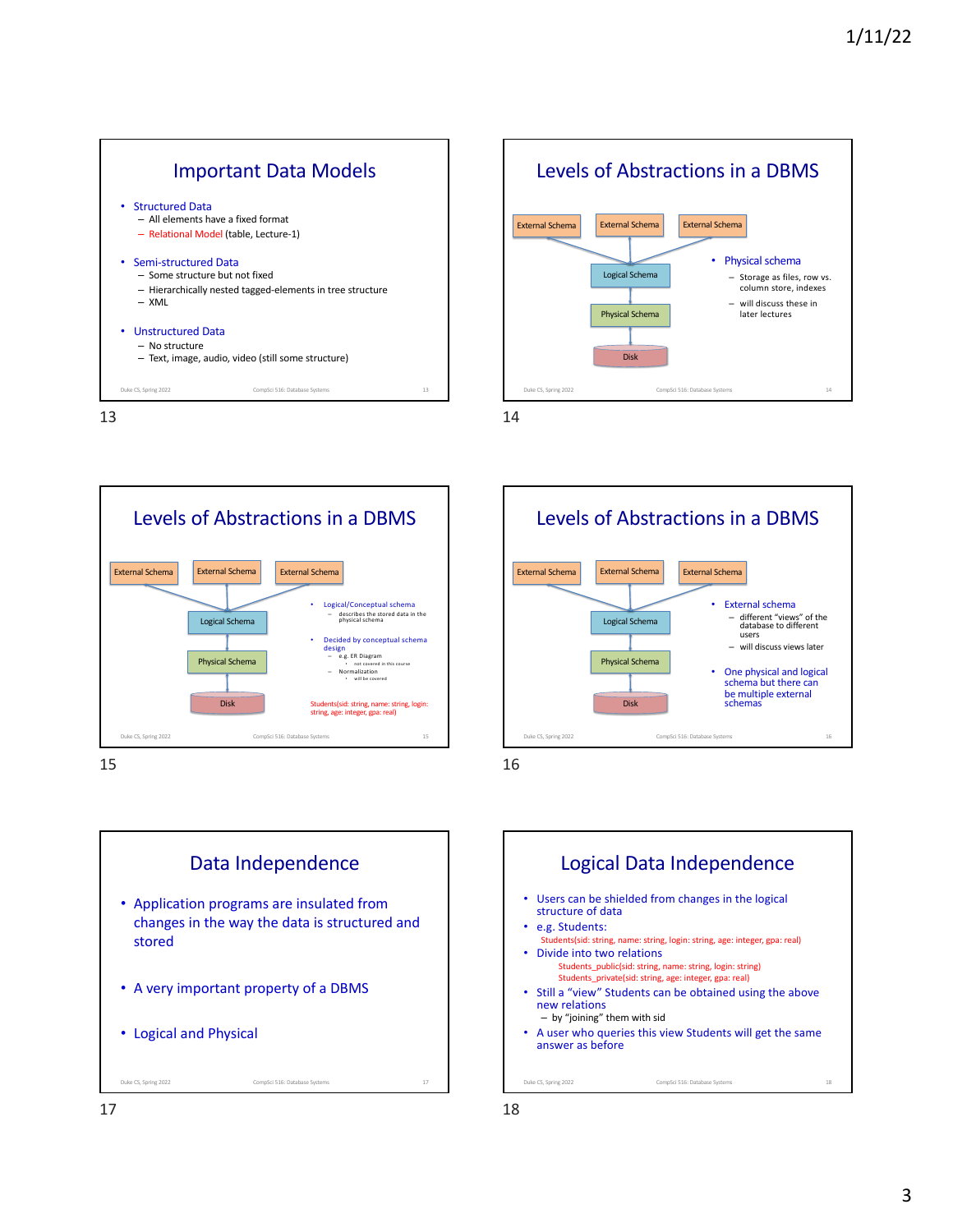## Important Data Models

- Structured Data
  - All elements have a fixed format
  - Relational Model (table, Lecture-1)
- Semi-structured Data
  - Some structure but not fixed
  - Hierarchically nested tagged-elements in tree structure
  - XML
- Unstructured Data
  - No structure
  - Text, image, audio, video (still some structure)

## Levels of Abstractions in a DBMS

External Schema, External Schema, External Schema → Logical Schema → Physical Schema → Disk

- Physical schema
  - Storage as files, row vs. column store, indexes
  - will discuss these in later lectures

## Levels of Abstractions in a DBMS

External Schema, External Schema, External Schema → Logical Schema → Physical Schema → Disk

- Logical/Conceptual schema
  - describes the stored data in the physical schema
- Decided by conceptual schema design
  - e.g. ER Diagram
    - not covered in this course
  - Normalization
    - will be covered

Students(sid: string, name: string, login: string, age: integer, gpa: real)

## Levels of Abstractions in a DBMS

External Schema, External Schema, External Schema → Logical Schema → Physical Schema → Disk

- External schema
  - different "views" of the database to different users
  - will discuss views later
- One physical and logical schema but there can be multiple external schemas

## Data Independence

- Application programs are insulated from changes in the way the data is structured and stored
- A very important property of a DBMS
- Logical and Physical

## Logical Data Independence

- Users can be shielded from changes in the logical structure of data
- e.g. Students:
  Students(sid: string, name: string, login: string, age: integer, gpa: real)
- Divide into two relations
  Students_public(sid: string, name: string, login: string)
  Students_private(sid: string, age: integer, gpa: real)
- Still a "view" Students can be obtained using the above new relations
  - by "joining" them with sid
- A user who queries this view Students will get the same answer as before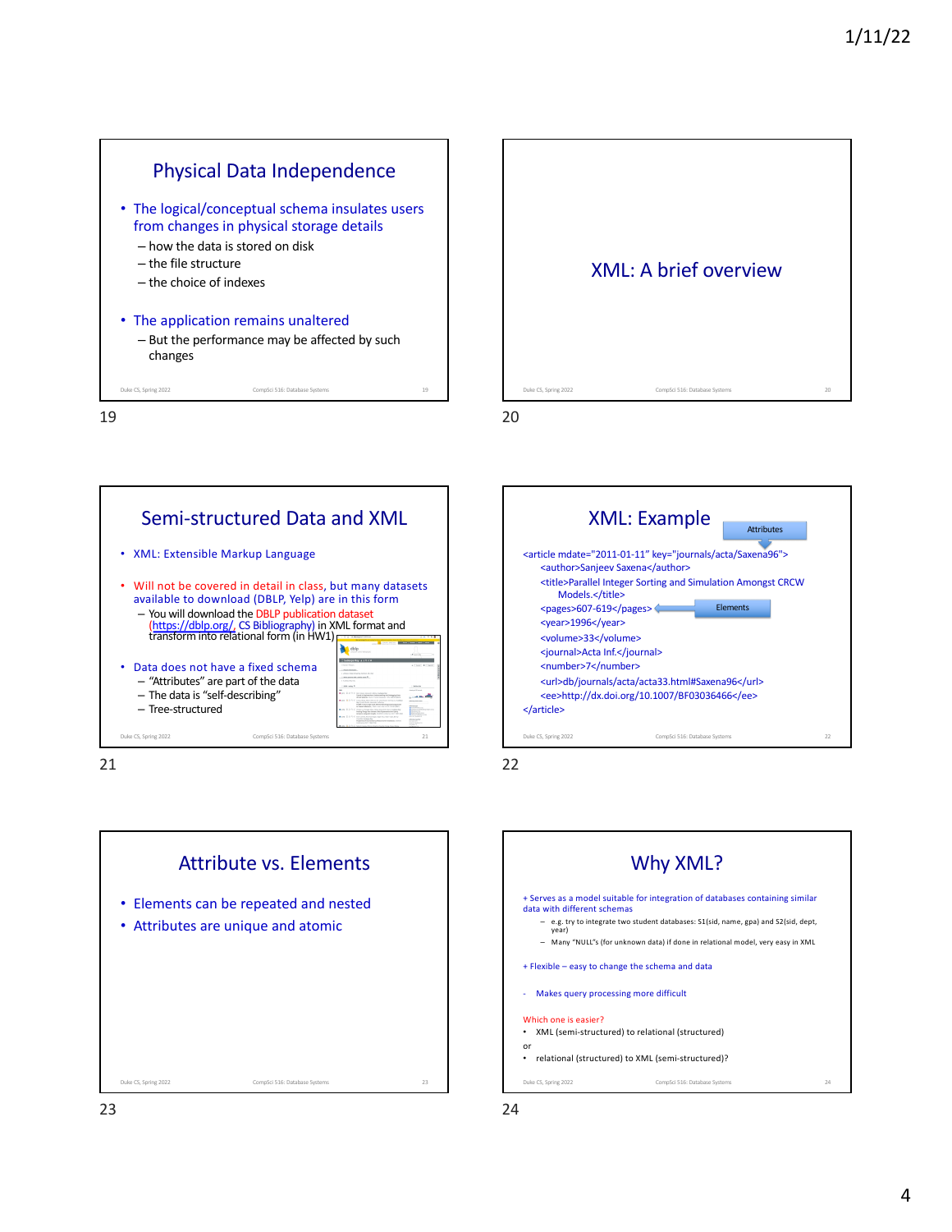## Physical Data Independence

- The logical/conceptual schema insulates users from changes in physical storage details
  - how the data is stored on disk
  - the file structure
  - the choice of indexes
- The application remains unaltered
  - But the performance may be affected by such changes

## XML: A brief overview

## Semi-structured Data and XML

- XML: Extensible Markup Language
- Will not be covered in detail in class, but many datasets available to download (DBLP, Yelp) are in this form
  - You will download the DBLP publication dataset (https://dblp.org/, CS Bibliography) in XML format and transform into relational form (in HW1)
- Data does not have a fixed schema
  - "Attributes" are part of the data
  - The data is "self-describing"
  - Tree-structured

## XML: Example

Attributes

```
<article mdate="2011-01-11" key="journals/acta/Saxena96">
    <author>Sanjeev Saxena</author>
    <title>Parallel Integer Sorting and Simulation Amongst CRCW
        Models.</title>
    <pages>607-619</pages>
    <year>1996</year>
    <volume>33</volume>
    <journal>Acta Inf.</journal>
    <number>7</number>
    <url>db/journals/acta/acta33.html#Saxena96</url>
    <ee>http://dx.doi.org/10.1007/BF03036466</ee>
</article>
```

Elements

## Attribute vs. Elements

- Elements can be repeated and nested
- Attributes are unique and atomic

## Why XML?

+ Serves as a model suitable for integration of databases containing similar data with different schemas
  - e.g. try to integrate two student databases: S1(sid, name, gpa) and S2(sid, dept, year)
  - Many "NULL"s (for unknown data) if done in relational model, very easy in XML

+ Flexible – easy to change the schema and data

- Makes query processing more difficult

Which one is easier?

- XML (semi-structured) to relational (structured)

or

- relational (structured) to XML (semi-structured)?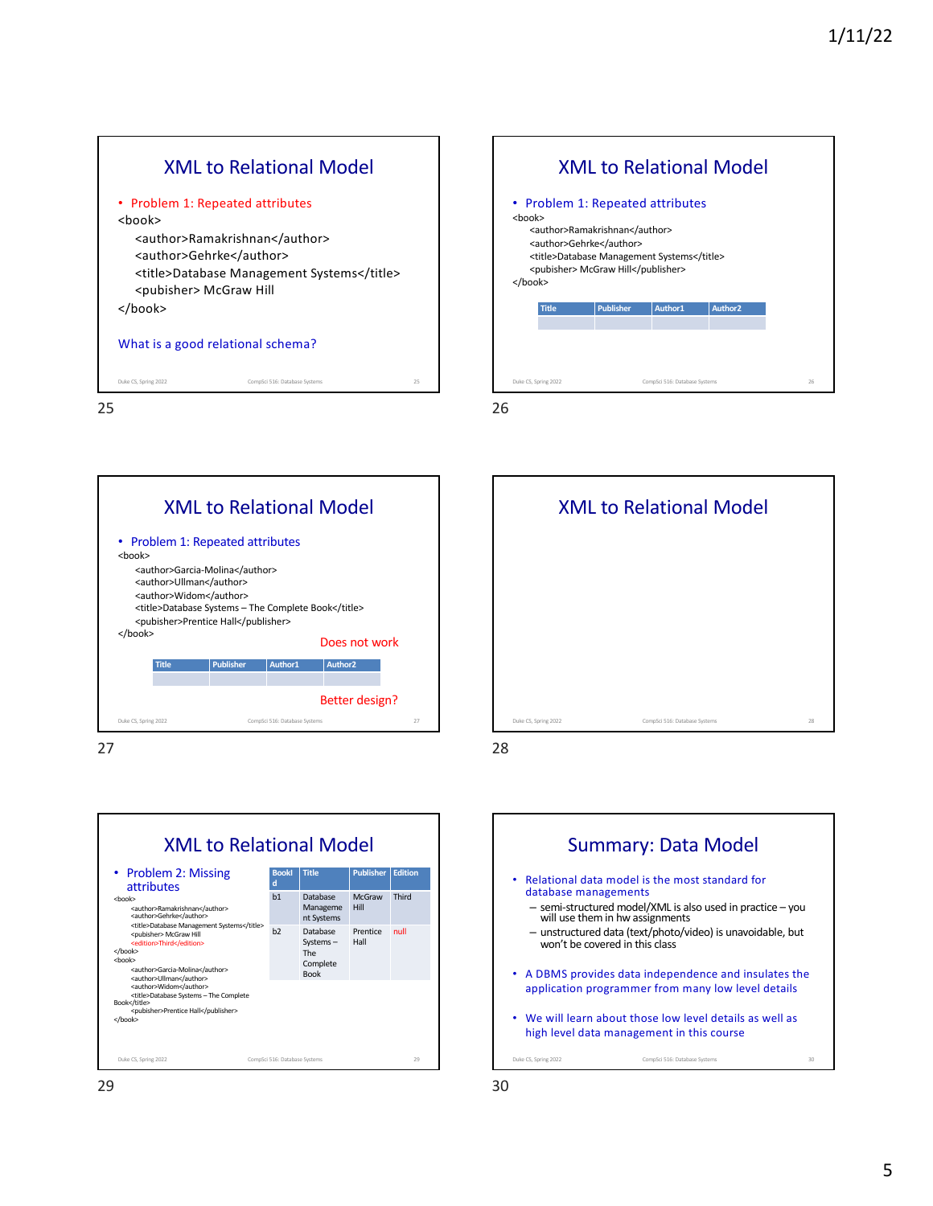## XML to Relational Model

- Problem 1: Repeated attributes

```
<book>
    <author>Ramakrishnan</author>
    <author>Gehrke</author>
    <title>Database Management Systems</title>
    <pubisher> McGraw Hill
</book>
```

What is a good relational schema?

## XML to Relational Model

- Problem 1: Repeated attributes

```
<book>
    <author>Ramakrishnan</author>
    <author>Gehrke</author>
    <title>Database Management Systems</title>
    <pubisher> McGraw Hill</publisher>
</book>
```

| Title | Publisher | Author1 | Author2 |
|---|---|---|---|
| | | | |

## XML to Relational Model

- Problem 1: Repeated attributes

```
<book>
    <author>Garcia-Molina</author>
    <author>Ullman</author>
    <author>Widom</author>
    <title>Database Systems – The Complete Book</title>
    <pubisher>Prentice Hall</publisher>
</book>
```

Does not work

| Title | Publisher | Author1 | Author2 |
|---|---|---|---|
| | | | |

Better design?

## XML to Relational Model

## XML to Relational Model

- Problem 2: Missing attributes

```
<book>
    <author>Ramakrishnan</author>
    <author>Gehrke</author>
    <title>Database Management Systems</title>
    <pubisher> McGraw Hill
    <edition>Third</edition>
</book>
<book>
    <author>Garcia-Molina</author>
    <author>Ullman</author>
    <author>Widom</author>
    <title>Database Systems – The Complete Book</title>
    <pubisher>Prentice Hall</publisher>
</book>
```

| BookId | Title | Publisher | Edition |
|---|---|---|---|
| b1 | Database Management Systems | McGraw Hill | Third |
| b2 | Database Systems – The Complete Book | Prentice Hall | null |

## Summary: Data Model

- Relational data model is the most standard for database managements
  - semi-structured model/XML is also used in practice – you will use them in hw assignments
  - unstructured data (text/photo/video) is unavoidable, but won't be covered in this class
- A DBMS provides data independence and insulates the application programmer from many low level details
- We will learn about those low level details as well as high level data management in this course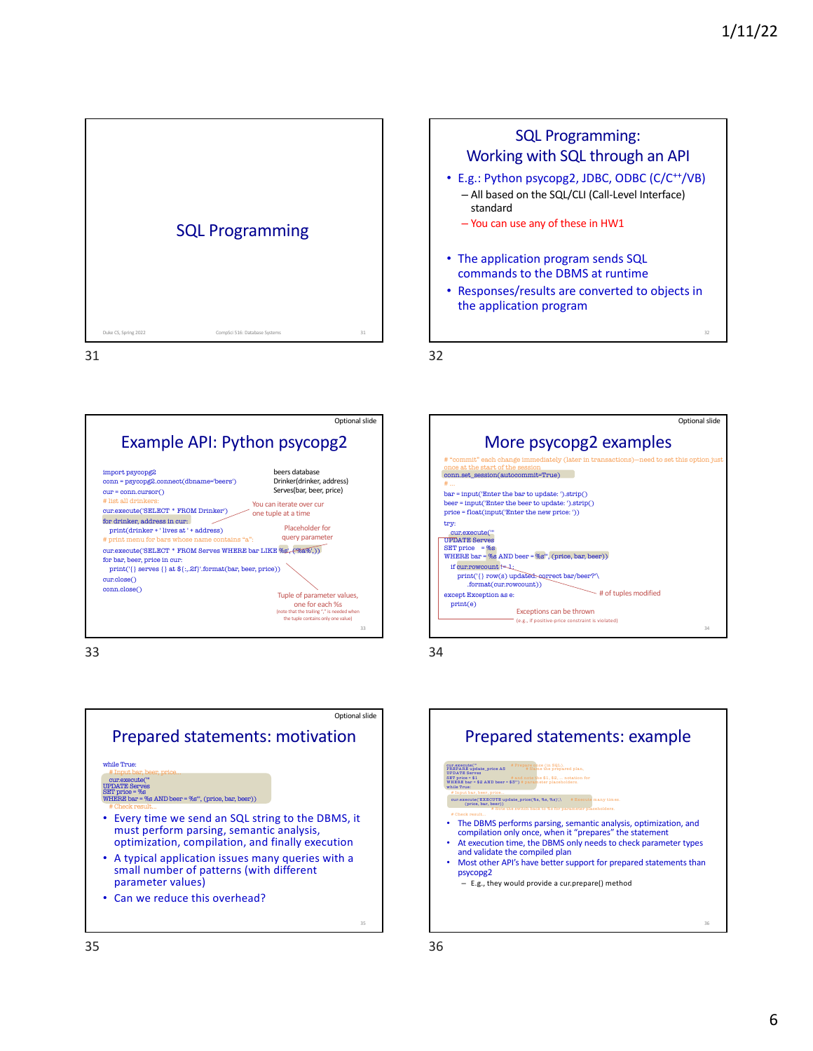## SQL Programming

---

## SQL Programming: Working with SQL through an API

- E.g.: Python psycopg2, JDBC, ODBC (C/C++/VB)
  - All based on the SQL/CLI (Call-Level Interface) standard
  - You can use any of these in HW1
- The application program sends SQL commands to the DBMS at runtime
- Responses/results are converted to objects in the application program

---

*Optional slide*

## Example API: Python psycopg2

beers database
Drinker(drinker, address)
Serves(bar, beer, price)

```
import psycopg2
conn = psycopg2.connect(dbname='beers')
cur = conn.cursor()
# list all drinkers:
cur.execute('SELECT * FROM Drinker')
for drinker, address in cur:
    print(drinker + ' lives at ' + address)
# print menu for bars whose name contains "a":
cur.execute('SELECT * FROM Serves WHERE bar LIKE %s', ('%a%',))
for bar, beer, price in cur:
    print('{} serves {} at ${:,.2f}'.format(bar, beer, price))
cur.close()
conn.close()
```

- You can iterate over cur one tuple at a time
- Placeholder for query parameter
- Tuple of parameter values, one for each %s (note that the trailing "," is needed when the tuple contains only one value)

---

*Optional slide*

## More psycopg2 examples

```
# "commit" each change immediately (later in transactions)—need to set this option just
once at the start of the session
conn.set_session(autocommit=True)
# ...
bar = input('Enter the bar to update: ').strip()
beer = input('Enter the beer to update: ').strip()
price = float(input('Enter the new price: '))
try:
    cur.execute('''
UPDATE Serves
SET price = %s
WHERE bar = %s AND beer = %s''', (price, bar, beer))
    if cur.rowcount != 1:
        print('{} row(s) updated: correct bar/beer?'\
              .format(cur.rowcount))
except Exception as e:
    print(e)
```

- # of tuples modified
- Exceptions can be thrown (e.g., if positive-price constraint is violated)

---

*Optional slide*

## Prepared statements: motivation

```
while True:
    # Input bar, beer, price...
    cur.execute('''
UPDATE Serves
SET price = %s
WHERE bar = %s AND beer = %s''', (price, bar, beer))
    # Check result...
```

- Every time we send an SQL string to the DBMS, it must perform parsing, semantic analysis, optimization, compilation, and finally execution
- A typical application issues many queries with a small number of patterns (with different parameter values)
- Can we reduce this overhead?

---

## Prepared statements: example

```
cur.execute('''                              # Prepare once (in SQL).
PREPARE update_price AS                      # Name the prepared plan,
UPDATE Serves
SET price = $1                               # and note the $1, $2, ... notation for
WHERE bar = $2 AND beer = $3''')             # parameter placeholders.
while True:
    # Input bar, beer, price...
    cur.execute('EXECUTE update_price(%s, %s, %s)',\   # Execute many times.
                (price, bar, beer))
    # Note the switch back to %s for parameter placeholders.
    # Check result...
```

- The DBMS performs parsing, semantic analysis, optimization, and compilation only once, when it "prepares" the statement
- At execution time, the DBMS only needs to check parameter types and validate the compiled plan
- Most other API's have better support for prepared statements than psycopg2
  - E.g., they would provide a cur.prepare() method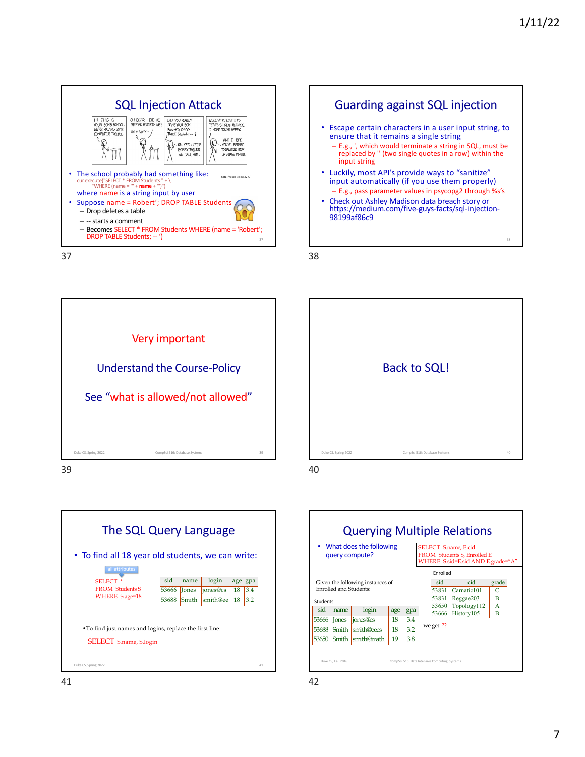## SQL Injection Attack

- The school probably had something like:
  cur.execute("SELECT * FROM Students " + \
  "WHERE (name = '" + **name** + "')")
  where name is a string input by user
- Suppose name = Robert'; DROP TABLE Students
  - Drop deletes a table
  - -- starts a comment
  - Becomes SELECT * FROM Students WHERE (name = 'Robert'; DROP TABLE Students; -- ')

http://xkcd.com/327/

## Guarding against SQL injection

- Escape certain characters in a user input string, to ensure that it remains a single string
  - E.g., ', which would terminate a string in SQL, must be replaced by '' (two single quotes in a row) within the input string
- Luckily, most API's provide ways to "sanitize" input automatically (if you use them properly)
  - E.g., pass parameter values in psycopg2 through %s's
- Check out Ashley Madison data breach story or https://medium.com/five-guys-facts/sql-injection-98199af86c9

## Very important

Understand the Course-Policy

See "what is allowed/not allowed"

## Back to SQL!

## The SQL Query Language

- To find all 18 year old students, we can write:

```
SELECT *
FROM Students S
WHERE S.age=18
```

(* = all attributes)

| sid | name | login | age | gpa |
|---|---|---|---|---|
| 53666 | Jones | jones@cs | 18 | 3.4 |
| 53688 | Smith | smith@ee | 18 | 3.2 |

- To find just names and logins, replace the first line:

SELECT S.name, S.login

## Querying Multiple Relations

- What does the following query compute?

```
SELECT S.name, E.cid
FROM Students S, Enrolled E
WHERE S.sid=E.sid AND E.grade="A"
```

Given the following instances of Enrolled and Students:

Enrolled

| sid | cid | grade |
|---|---|---|
| 53831 | Carnatic101 | C |
| 53831 | Reggae203 | B |
| 53650 | Topology112 | A |
| 53666 | History105 | B |

Students

| sid | name | login | age | gpa |
|---|---|---|---|---|
| 53666 | Jones | jones@cs | 18 | 3.4 |
| 53688 | Smith | smith@eecs | 18 | 3.2 |
| 53650 | Smith | smith@math | 19 | 3.8 |

we get: ??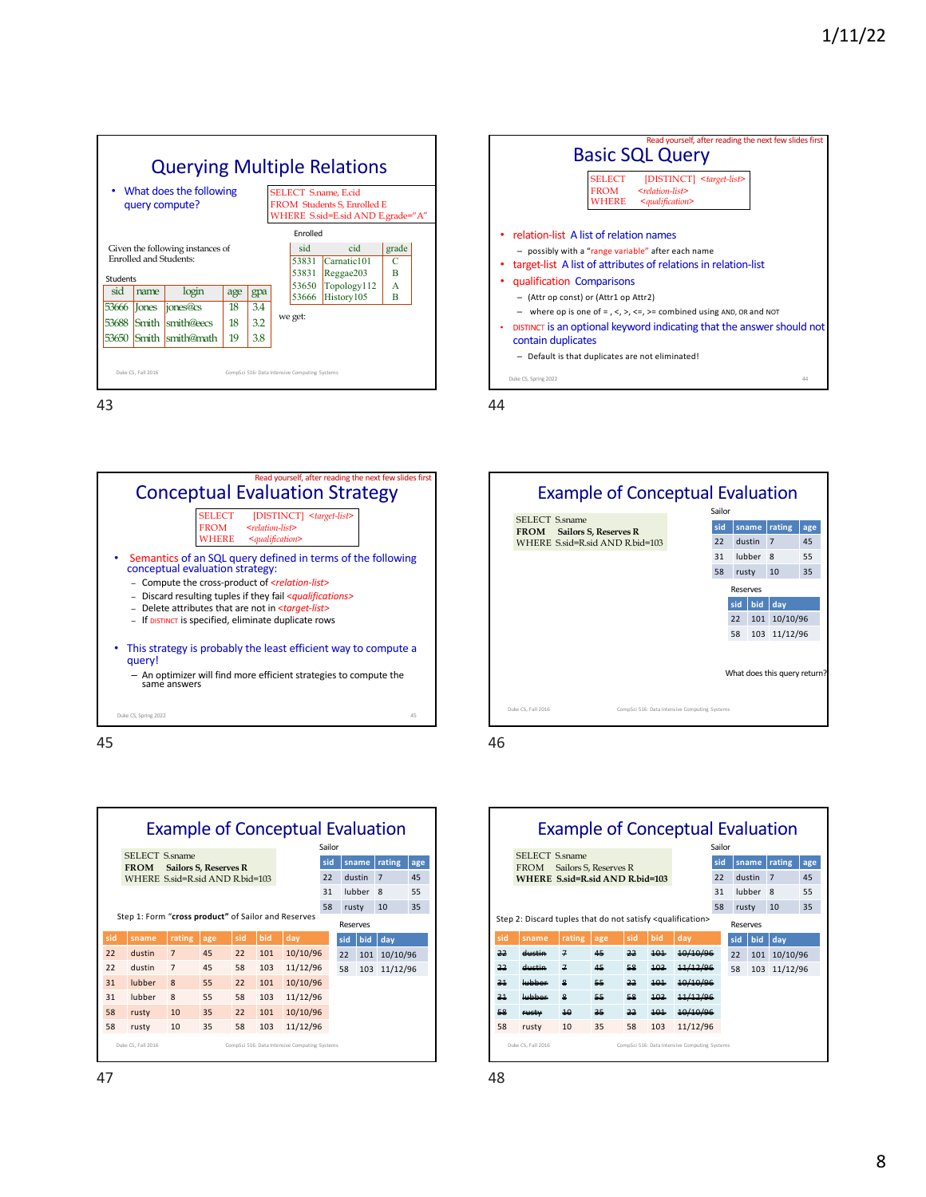## Querying Multiple Relations

- What does the following query compute?

```
SELECT S.name, E.cid
FROM Students S, Enrolled E
WHERE S.sid=E.sid AND E.grade="A"
```

Given the following instances of Enrolled and Students:

Enrolled

| sid | cid | grade |
|---|---|---|
| 53831 | Carnatic101 | C |
| 53831 | Reggae203 | B |
| 53650 | Topology112 | A |
| 53666 | History105 | B |

Students

| sid | name | login | age | gpa |
|---|---|---|---|---|
| 53666 | Jones | jones@cs | 18 | 3.4 |
| 53688 | Smith | smith@eecs | 18 | 3.2 |
| 53650 | Smith | smith@math | 19 | 3.8 |

we get:

## Basic SQL Query

Read yourself, after reading the next few slides first

```
SELECT   [DISTINCT] <target-list>
FROM     <relation-list>
WHERE    <qualification>
```

- relation-list A list of relation names
  - possibly with a "range variable" after each name
- target-list A list of attributes of relations in relation-list
- qualification Comparisons
  - (Attr op const) or (Attr1 op Attr2)
  - where op is one of =, <, >, <=, >= combined using AND, OR and NOT
- DISTINCT is an optional keyword indicating that the answer should not contain duplicates
  - Default is that duplicates are not eliminated!

## Conceptual Evaluation Strategy

Read yourself, after reading the next few slides first

```
SELECT   [DISTINCT] <target-list>
FROM     <relation-list>
WHERE    <qualification>
```

- Semantics of an SQL query defined in terms of the following conceptual evaluation strategy:
  - Compute the cross-product of <relation-list>
  - Discard resulting tuples if they fail <qualifications>
  - Delete attributes that are not in <target-list>
  - If DISTINCT is specified, eliminate duplicate rows
- This strategy is probably the least efficient way to compute a query!
  - An optimizer will find more efficient strategies to compute the same answers

## Example of Conceptual Evaluation

```
SELECT S.sname
FROM   Sailors S, Reserves R
WHERE  S.sid=R.sid AND R.bid=103
```

Sailor

| sid | sname | rating | age |
|---|---|---|---|
| 22 | dustin | 7 | 45 |
| 31 | lubber | 8 | 55 |
| 58 | rusty | 10 | 35 |

Reserves

| sid | bid | day |
|---|---|---|
| 22 | 101 | 10/10/96 |
| 58 | 103 | 11/12/96 |

What does this query return?

## Example of Conceptual Evaluation

```
SELECT S.sname
FROM   Sailors S, Reserves R
WHERE  S.sid=R.sid AND R.bid=103
```

Sailor

| sid | sname | rating | age |
|---|---|---|---|
| 22 | dustin | 7 | 45 |
| 31 | lubber | 8 | 55 |
| 58 | rusty | 10 | 35 |

Reserves

| sid | bid | day |
|---|---|---|
| 22 | 101 | 10/10/96 |
| 58 | 103 | 11/12/96 |

Step 1: Form "**cross product**" of Sailor and Reserves

| sid | sname | rating | age | sid | bid | day |
|---|---|---|---|---|---|---|
| 22 | dustin | 7 | 45 | 22 | 101 | 10/10/96 |
| 22 | dustin | 7 | 45 | 58 | 103 | 11/12/96 |
| 31 | lubber | 8 | 55 | 22 | 101 | 10/10/96 |
| 31 | lubber | 8 | 55 | 58 | 103 | 11/12/96 |
| 58 | rusty | 10 | 35 | 22 | 101 | 10/10/96 |
| 58 | rusty | 10 | 35 | 58 | 103 | 11/12/96 |

## Example of Conceptual Evaluation

```
SELECT S.sname
FROM   Sailors S, Reserves R
WHERE  S.sid=R.sid AND R.bid=103
```

Sailor

| sid | sname | rating | age |
|---|---|---|---|
| 22 | dustin | 7 | 45 |
| 31 | lubber | 8 | 55 |
| 58 | rusty | 10 | 35 |

Reserves

| sid | bid | day |
|---|---|---|
| 22 | 101 | 10/10/96 |
| 58 | 103 | 11/12/96 |

Step 2: Discard tuples that do not satisfy <qualification>

| sid | sname | rating | age | sid | bid | day |
|---|---|---|---|---|---|---|
| ~~22~~ | ~~dustin~~ | ~~7~~ | ~~45~~ | ~~22~~ | ~~101~~ | ~~10/10/96~~ |
| ~~22~~ | ~~dustin~~ | ~~7~~ | ~~45~~ | ~~58~~ | ~~103~~ | ~~11/12/96~~ |
| ~~31~~ | ~~lubber~~ | ~~8~~ | ~~55~~ | ~~22~~ | ~~101~~ | ~~10/10/96~~ |
| ~~31~~ | ~~lubber~~ | ~~8~~ | ~~55~~ | ~~58~~ | ~~103~~ | ~~11/12/96~~ |
| ~~58~~ | ~~rusty~~ | ~~10~~ | ~~35~~ | ~~22~~ | ~~101~~ | ~~10/10/96~~ |
| 58 | rusty | 10 | 35 | 58 | 103 | 11/12/96 |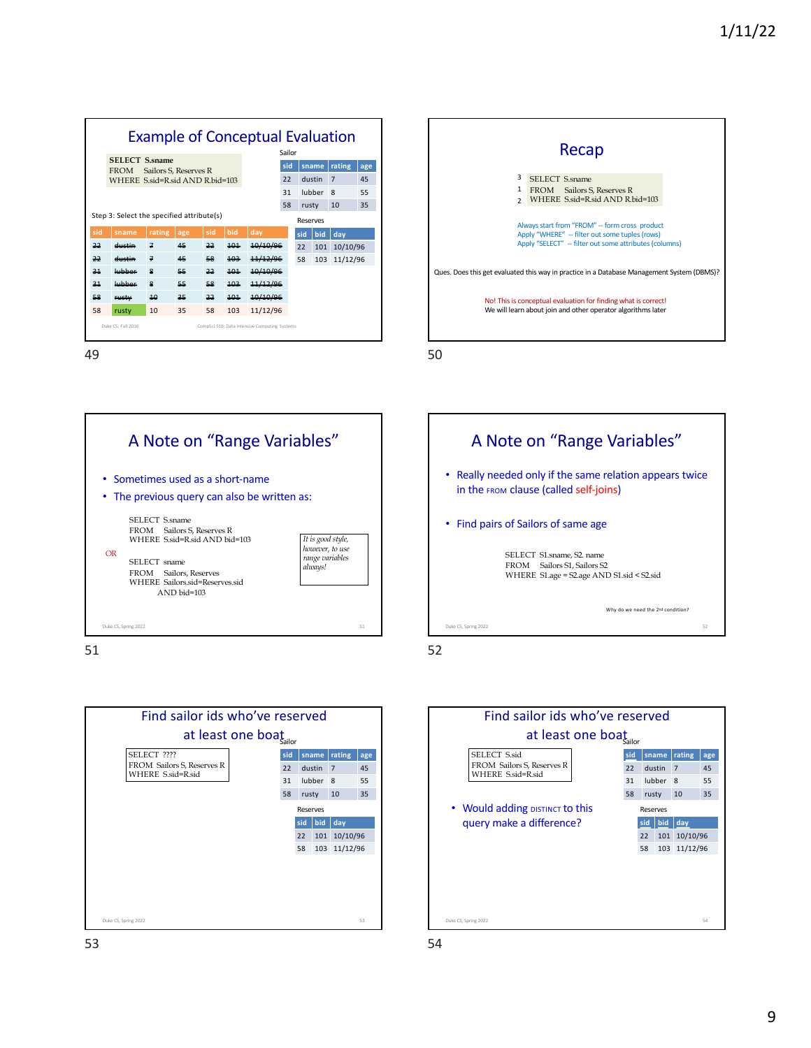## Example of Conceptual Evaluation

```
SELECT S.sname
FROM   Sailors S, Reserves R
WHERE  S.sid=R.sid AND R.bid=103
```

Sailor

| sid | sname | rating | age |
|---|---|---|---|
| 22 | dustin | 7 | 45 |
| 31 | lubber | 8 | 55 |
| 58 | rusty | 10 | 35 |

Step 3: Select the specified attribute(s)

Reserves

| sid | bid | day |
|---|---|---|
| 22 | 101 | 10/10/96 |
| 58 | 103 | 11/12/96 |

| sid | sname | rating | age | sid | bid | day |
|---|---|---|---|---|---|---|
| ~~22~~ | ~~dustin~~ | ~~7~~ | ~~45~~ | ~~22~~ | ~~101~~ | ~~10/10/96~~ |
| ~~22~~ | ~~dustin~~ | ~~7~~ | ~~45~~ | ~~58~~ | ~~103~~ | ~~11/12/96~~ |
| ~~31~~ | ~~lubber~~ | ~~8~~ | ~~55~~ | ~~22~~ | ~~101~~ | ~~10/10/96~~ |
| ~~31~~ | ~~lubber~~ | ~~8~~ | ~~55~~ | ~~58~~ | ~~103~~ | ~~11/12/96~~ |
| ~~58~~ | ~~rusty~~ | ~~10~~ | ~~35~~ | ~~22~~ | ~~101~~ | ~~10/10/96~~ |
| 58 | rusty | 10 | 35 | 58 | 103 | 11/12/96 |

## Recap

```
3  SELECT S.sname
1  FROM   Sailors S, Reserves R
2  WHERE  S.sid=R.sid AND R.bid=103
```

Always start from "FROM" -- form cross product
Apply "WHERE" -- filter out some tuples (rows)
Apply "SELECT" -- filter out some attributes (columns)

Ques. Does this get evaluated this way in practice in a Database Management System (DBMS)?

No! This is conceptual evaluation for finding what is correct!
We will learn about join and other operator algorithms later

## A Note on "Range Variables"

- Sometimes used as a short-name
- The previous query can also be written as:

```
SELECT S.sname
FROM   Sailors S, Reserves R
WHERE  S.sid=R.sid AND bid=103
```

OR

```
SELECT sname
FROM   Sailors, Reserves
WHERE  Sailors.sid=Reserves.sid
       AND bid=103
```

*It is good style, however, to use range variables always!*

## A Note on "Range Variables"

- Really needed only if the same relation appears twice in the FROM clause (called self-joins)
- Find pairs of Sailors of same age

```
SELECT S1.sname, S2. name
FROM   Sailors S1, Sailors S2
WHERE  S1.age = S2.age AND S1.sid < S2.sid
```

Why do we need the 2nd condition?

## Find sailor ids who've reserved at least one boat

```
SELECT ????
FROM  Sailors S, Reserves R
WHERE  S.sid=R.sid
```

Sailor

| sid | sname | rating | age |
|---|---|---|---|
| 22 | dustin | 7 | 45 |
| 31 | lubber | 8 | 55 |
| 58 | rusty | 10 | 35 |

Reserves

| sid | bid | day |
|---|---|---|
| 22 | 101 | 10/10/96 |
| 58 | 103 | 11/12/96 |

## Find sailor ids who've reserved at least one boat

```
SELECT S.sid
FROM  Sailors S, Reserves R
WHERE  S.sid=R.sid
```

- Would adding DISTINCT to this query make a difference?

Sailor

| sid | sname | rating | age |
|---|---|---|---|
| 22 | dustin | 7 | 45 |
| 31 | lubber | 8 | 55 |
| 58 | rusty | 10 | 35 |

Reserves

| sid | bid | day |
|---|---|---|
| 22 | 101 | 10/10/96 |
| 58 | 103 | 11/12/96 |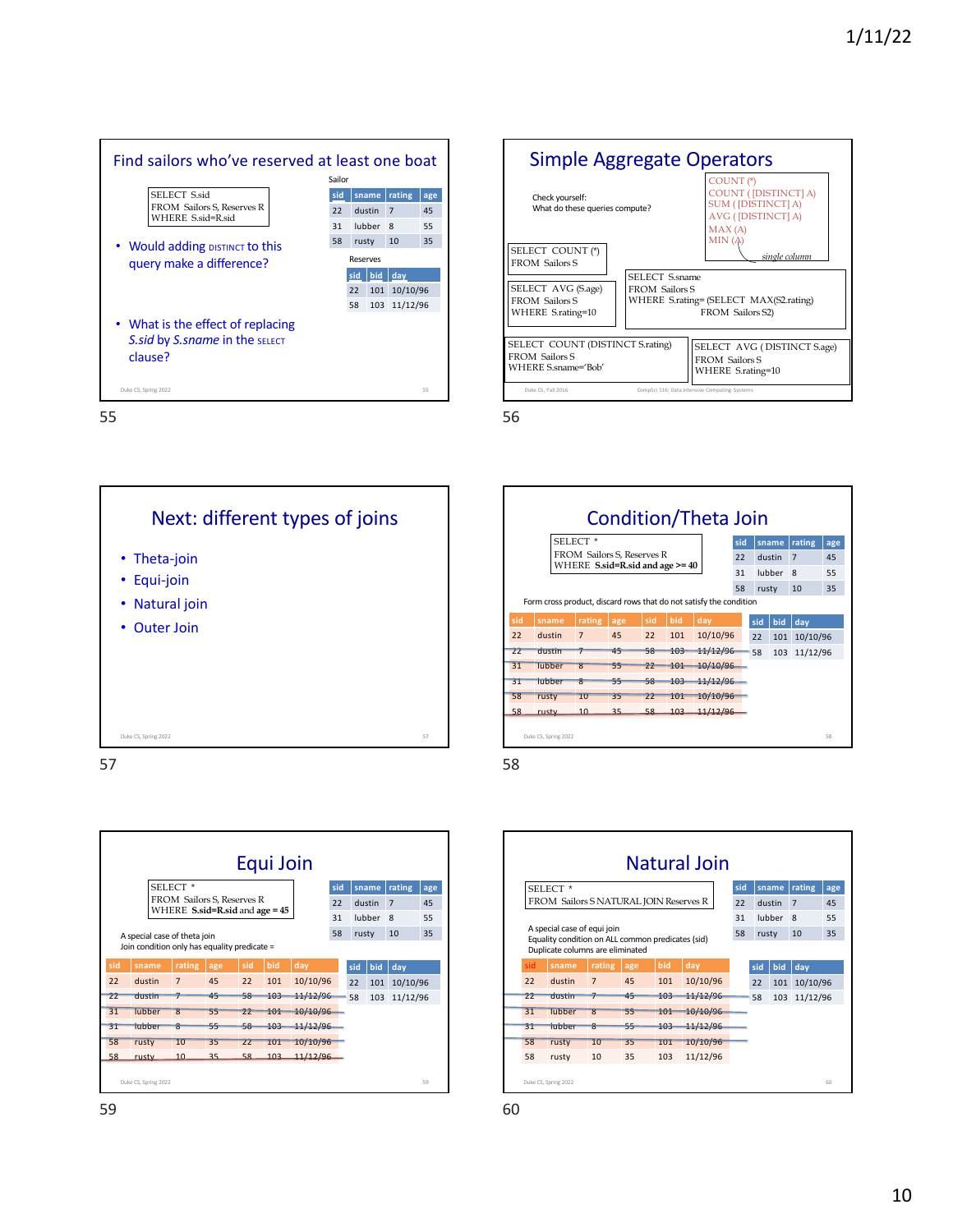## Find sailors who've reserved at least one boat

```
SELECT S.sid
FROM Sailors S, Reserves R
WHERE S.sid=R.sid
```

Sailor

| sid | sname | rating | age |
|---|---|---|---|
| 22 | dustin | 7 | 45 |
| 31 | lubber | 8 | 55 |
| 58 | rusty | 10 | 35 |

Reserves

| sid | bid | day |
|---|---|---|
| 22 | 101 | 10/10/96 |
| 58 | 103 | 11/12/96 |

- Would adding DISTINCT to this query make a difference?
- What is the effect of replacing *S.sid* by *S.sname* in the SELECT clause?

## Simple Aggregate Operators

Check yourself:
What do these queries compute?

```
COUNT (*)
COUNT ( [DISTINCT] A)
SUM ( [DISTINCT] A)
AVG ( [DISTINCT] A)
MAX (A)
MIN (A)
```

*single column*

```
SELECT COUNT (*)
FROM Sailors S
```

```
SELECT AVG (S.age)
FROM Sailors S
WHERE S.rating=10
```

```
SELECT S.sname
FROM Sailors S
WHERE S.rating= (SELECT MAX(S2.rating)
                 FROM Sailors S2)
```

```
SELECT COUNT (DISTINCT S.rating)
FROM Sailors S
WHERE S.sname='Bob'
```

```
SELECT AVG ( DISTINCT S.age)
FROM Sailors S
WHERE S.rating=10
```

## Next: different types of joins

- Theta-join
- Equi-join
- Natural join
- Outer Join

## Condition/Theta Join

```
SELECT *
FROM Sailors S, Reserves R
WHERE S.sid=R.sid and age >= 40
```

| sid | sname | rating | age |
|---|---|---|---|
| 22 | dustin | 7 | 45 |
| 31 | lubber | 8 | 55 |
| 58 | rusty | 10 | 35 |

| sid | bid | day |
|---|---|---|
| 22 | 101 | 10/10/96 |
| 58 | 103 | 11/12/96 |

Form cross product, discard rows that do not satisfy the condition

| sid | sname | rating | age | sid | bid | day |
|---|---|---|---|---|---|---|
| 22 | dustin | 7 | 45 | 22 | 101 | 10/10/96 |
| ~~22~~ | ~~dustin~~ | ~~7~~ | ~~45~~ | ~~58~~ | ~~103~~ | ~~11/12/96~~ |
| ~~31~~ | ~~lubber~~ | ~~8~~ | ~~55~~ | ~~22~~ | ~~101~~ | ~~10/10/96~~ |
| ~~31~~ | ~~lubber~~ | ~~8~~ | ~~55~~ | ~~58~~ | ~~103~~ | ~~11/12/96~~ |
| ~~58~~ | ~~rusty~~ | ~~10~~ | ~~35~~ | ~~22~~ | ~~101~~ | ~~10/10/96~~ |
| ~~58~~ | ~~rusty~~ | ~~10~~ | ~~35~~ | ~~58~~ | ~~103~~ | ~~11/12/96~~ |

## Equi Join

```
SELECT *
FROM Sailors S, Reserves R
WHERE S.sid=R.sid and age = 45
```

| sid | sname | rating | age |
|---|---|---|---|
| 22 | dustin | 7 | 45 |
| 31 | lubber | 8 | 55 |
| 58 | rusty | 10 | 35 |

| sid | bid | day |
|---|---|---|
| 22 | 101 | 10/10/96 |
| 58 | 103 | 11/12/96 |

A special case of theta join
Join condition only has equality predicate =

| sid | sname | rating | age | sid | bid | day |
|---|---|---|---|---|---|---|
| 22 | dustin | 7 | 45 | 22 | 101 | 10/10/96 |
| ~~22~~ | ~~dustin~~ | ~~7~~ | ~~45~~ | ~~58~~ | ~~103~~ | ~~11/12/96~~ |
| ~~31~~ | ~~lubber~~ | ~~8~~ | ~~55~~ | ~~22~~ | ~~101~~ | ~~10/10/96~~ |
| ~~31~~ | ~~lubber~~ | ~~8~~ | ~~55~~ | ~~58~~ | ~~103~~ | ~~11/12/96~~ |
| ~~58~~ | ~~rusty~~ | ~~10~~ | ~~35~~ | ~~22~~ | ~~101~~ | ~~10/10/96~~ |
| ~~58~~ | ~~rusty~~ | ~~10~~ | ~~35~~ | ~~58~~ | ~~103~~ | ~~11/12/96~~ |

## Natural Join

```
SELECT *
FROM Sailors S NATURAL JOIN Reserves R
```

| sid | sname | rating | age |
|---|---|---|---|
| 22 | dustin | 7 | 45 |
| 31 | lubber | 8 | 55 |
| 58 | rusty | 10 | 35 |

| sid | bid | day |
|---|---|---|
| 22 | 101 | 10/10/96 |
| 58 | 103 | 11/12/96 |

A special case of equi join
Equality condition on ALL common predicates (sid)
Duplicate columns are eliminated

| sid | sname | rating | age | bid | day |
|---|---|---|---|---|---|
| 22 | dustin | 7 | 45 | 101 | 10/10/96 |
| ~~22~~ | ~~dustin~~ | ~~7~~ | ~~45~~ | ~~103~~ | ~~11/12/96~~ |
| ~~31~~ | ~~lubber~~ | ~~8~~ | ~~55~~ | ~~101~~ | ~~10/10/96~~ |
| ~~31~~ | ~~lubber~~ | ~~8~~ | ~~55~~ | ~~103~~ | ~~11/12/96~~ |
| ~~58~~ | ~~rusty~~ | ~~10~~ | ~~35~~ | ~~101~~ | ~~10/10/96~~ |
| 58 | rusty | 10 | 35 | 103 | 11/12/96 |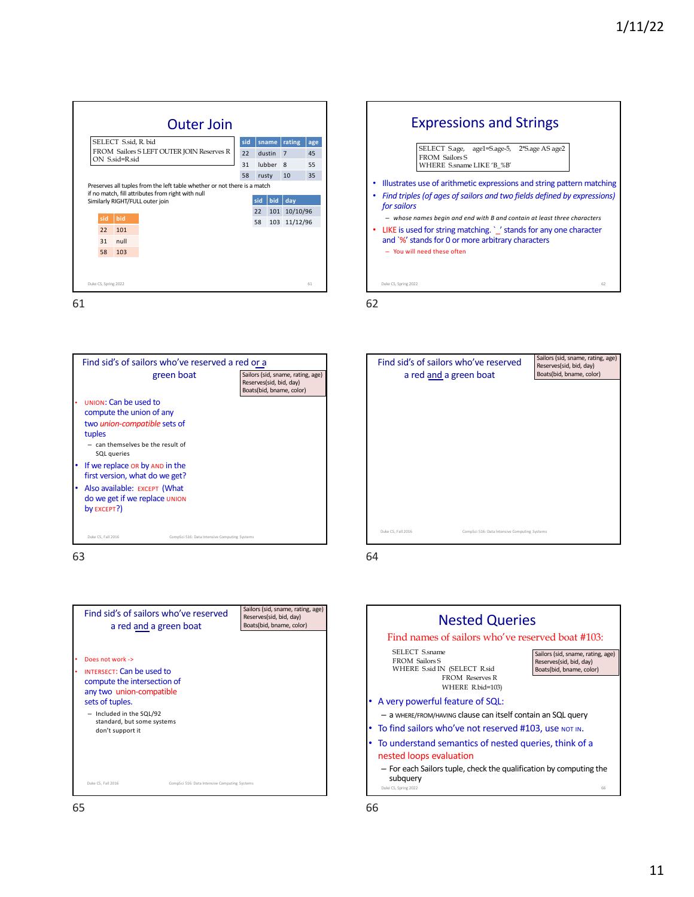## Outer Join

```
SELECT S.sid, R. bid
FROM Sailors S LEFT OUTER JOIN Reserves R
ON S.sid=R.sid
```

| sid | sname | rating | age |
|---|---|---|---|
| 22 | dustin | 7 | 45 |
| 31 | lubber | 8 | 55 |
| 58 | rusty | 10 | 35 |

Preserves all tuples from the left table whether or not there is a match if no match, fill attributes from right with null
Similarly RIGHT/FULL outer join

| sid | bid | day |
|---|---|---|
| 22 | 101 | 10/10/96 |
| 58 | 103 | 11/12/96 |

| sid | bid |
|---|---|
| 22 | 101 |
| 31 | null |
| 58 | 103 |

## Expressions and Strings

```
SELECT S.age, age1=S.age-5, 2*S.age AS age2
FROM Sailors S
WHERE S.sname LIKE 'B_%B'
```

- Illustrates use of arithmetic expressions and string pattern matching
- *Find triples (of ages of sailors and two fields defined by expressions) for sailors*
  - *whose names begin and end with B and contain at least three characters*
- LIKE is used for string matching. `_' stands for any one character and `%' stands for 0 or more arbitrary characters
  - You will need these often

## Find sid's of sailors who've reserved a red or a green boat

Sailors (sid, sname, rating, age)
Reserves(sid, bid, day)
Boats(bid, bname, color)

- UNION: Can be used to compute the union of any two *union-compatible* sets of tuples
  - can themselves be the result of SQL queries
- If we replace OR by AND in the first version, what do we get?
- Also available: EXCEPT (What do we get if we replace UNION by EXCEPT?)

## Find sid's of sailors who've reserved a red and a green boat

Sailors (sid, sname, rating, age)
Reserves(sid, bid, day)
Boats(bid, bname, color)

## Find sid's of sailors who've reserved a red and a green boat

Sailors (sid, sname, rating, age)
Reserves(sid, bid, day)
Boats(bid, bname, color)

- Does not work ->
- INTERSECT: Can be used to compute the intersection of any two union-compatible sets of tuples.
  - Included in the SQL/92 standard, but some systems don't support it

## Nested Queries

### Find names of sailors who've reserved boat #103:

```
SELECT S.sname
FROM Sailors S
WHERE S.sid IN (SELECT R.sid
                FROM Reserves R
                WHERE R.bid=103)
```

Sailors (sid, sname, rating, age)
Reserves(sid, bid, day)
Boats(bid, bname, color)

- A very powerful feature of SQL:
  - a WHERE/FROM/HAVING clause can itself contain an SQL query
- To find sailors who've not reserved #103, use NOT IN.
- To understand semantics of nested queries, think of a nested loops evaluation
  - For each Sailors tuple, check the qualification by computing the subquery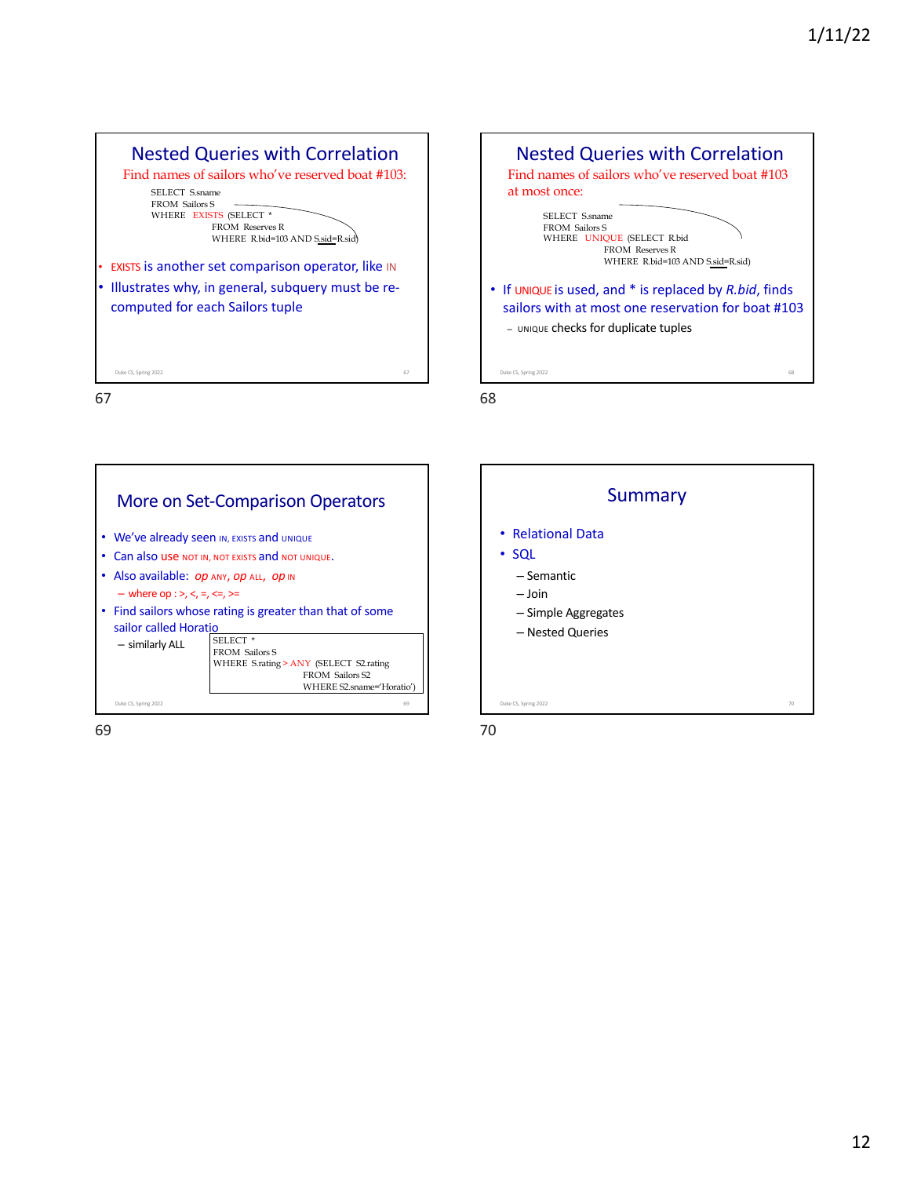## Nested Queries with Correlation

Find names of sailors who've reserved boat #103:

```
SELECT S.sname
FROM Sailors S
WHERE EXISTS (SELECT *
              FROM Reserves R
              WHERE R.bid=103 AND S.sid=R.sid)
```

- EXISTS is another set comparison operator, like IN
- Illustrates why, in general, subquery must be re-computed for each Sailors tuple

## Nested Queries with Correlation

Find names of sailors who've reserved boat #103 at most once:

```
SELECT S.sname
FROM Sailors S
WHERE UNIQUE (SELECT R.bid
              FROM Reserves R
              WHERE R.bid=103 AND S.sid=R.sid)
```

- If UNIQUE is used, and * is replaced by *R.bid*, finds sailors with at most one reservation for boat #103
  - UNIQUE checks for duplicate tuples

## More on Set-Comparison Operators

- We've already seen IN, EXISTS and UNIQUE
- Can also use NOT IN, NOT EXISTS and NOT UNIQUE.
- Also available: *op* ANY, *op* ALL, *op* IN
  - where op : >, <, =, <=, >=
- Find sailors whose rating is greater than that of some sailor called Horatio
  - similarly ALL

```
SELECT *
FROM Sailors S
WHERE S.rating > ANY (SELECT S2.rating
                      FROM Sailors S2
                      WHERE S2.sname='Horatio')
```

## Summary

- Relational Data
- SQL
  - Semantic
  - Join
  - Simple Aggregates
  - Nested Queries